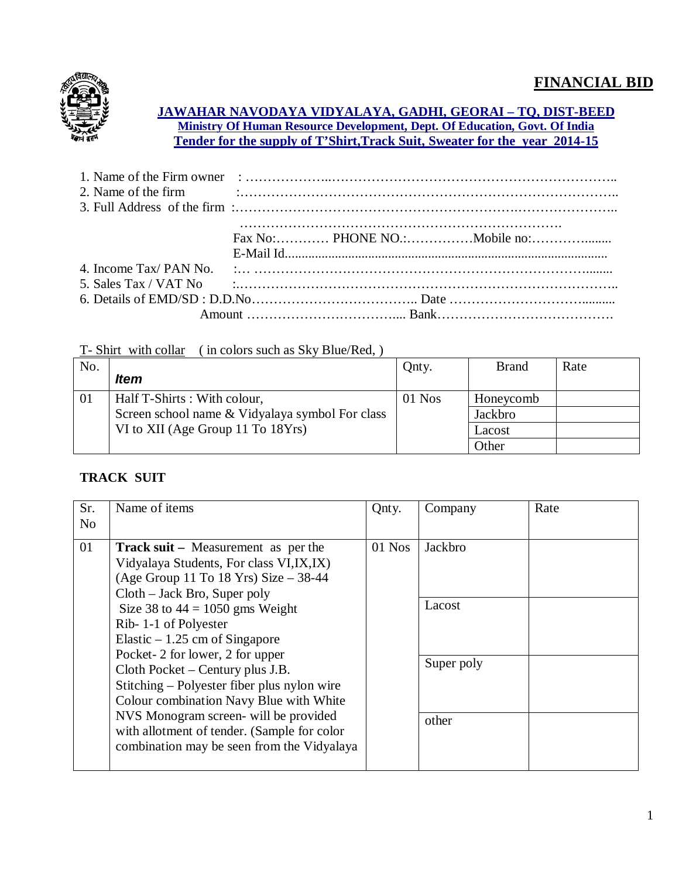# FINANCIAL BID

## JAWAHAR NAVODAYA VIDYALAYA, GADHI, GEORAI – TQ, DIST-BEED

**Ministry Of Human Resource Development, Dept. Of Education, Govt. Of India**

**Tender for the supply of T'Shirt,Track Suit, Sweater for the year 2014-15**

1. Name of the Firm owner : ……………………………………………………………………………..
2. Name of the firm :……………………………………………………………………………..
3. Full Address of the firm :……………………………………………………………………………..
   ……………………………………………………………………….
   Fax No:………… PHONE NO.:……………Mobile no:…………........
   E-Mail Id...............................................................................................
4. Income Tax/ PAN No. :… ………………………………………………………………........
5. Sales Tax / VAT No :………………………………………………………………………………..
6. Details of EMD/SD : D.D.No……………………………….. Date …………………………..........
   Amount …………………………….... Bank………………………………….

T- Shirt with collar ( in colors such as Sky Blue/Red, )

| No. | *Item* | Qnty. | Brand | Rate |
|---|---|---|---|---|
| 01 | Half T-Shirts : With colour, Screen school name & Vidyalaya symbol For class VI to XII (Age Group 11 To 18Yrs) | 01 Nos | Honeycomb | |
| | | | Jackbro | |
| | | | Lacost | |
| | | | Other | |

**TRACK SUIT**

| Sr. No | Name of items | Qnty. | Company | Rate |
|---|---|---|---|---|
| 01 | **Track suit –** Measurement as per the Vidyalaya Students, For class VI,IX,IX) (Age Group 11 To 18 Yrs) Size – 38-44 Cloth – Jack Bro, Super poly Size 38 to 44 = 1050 gms Weight Rib- 1-1 of Polyester Elastic – 1.25 cm of Singapore Pocket- 2 for lower, 2 for upper Cloth Pocket – Century plus J.B. Stitching – Polyester fiber plus nylon wire Colour combination Navy Blue with White NVS Monogram screen- will be provided with allotment of tender. (Sample for color combination may be seen from the Vidyalaya | 01 Nos | Jackbro | |
| | | | Lacost | |
| | | | Super poly | |
| | | | other | |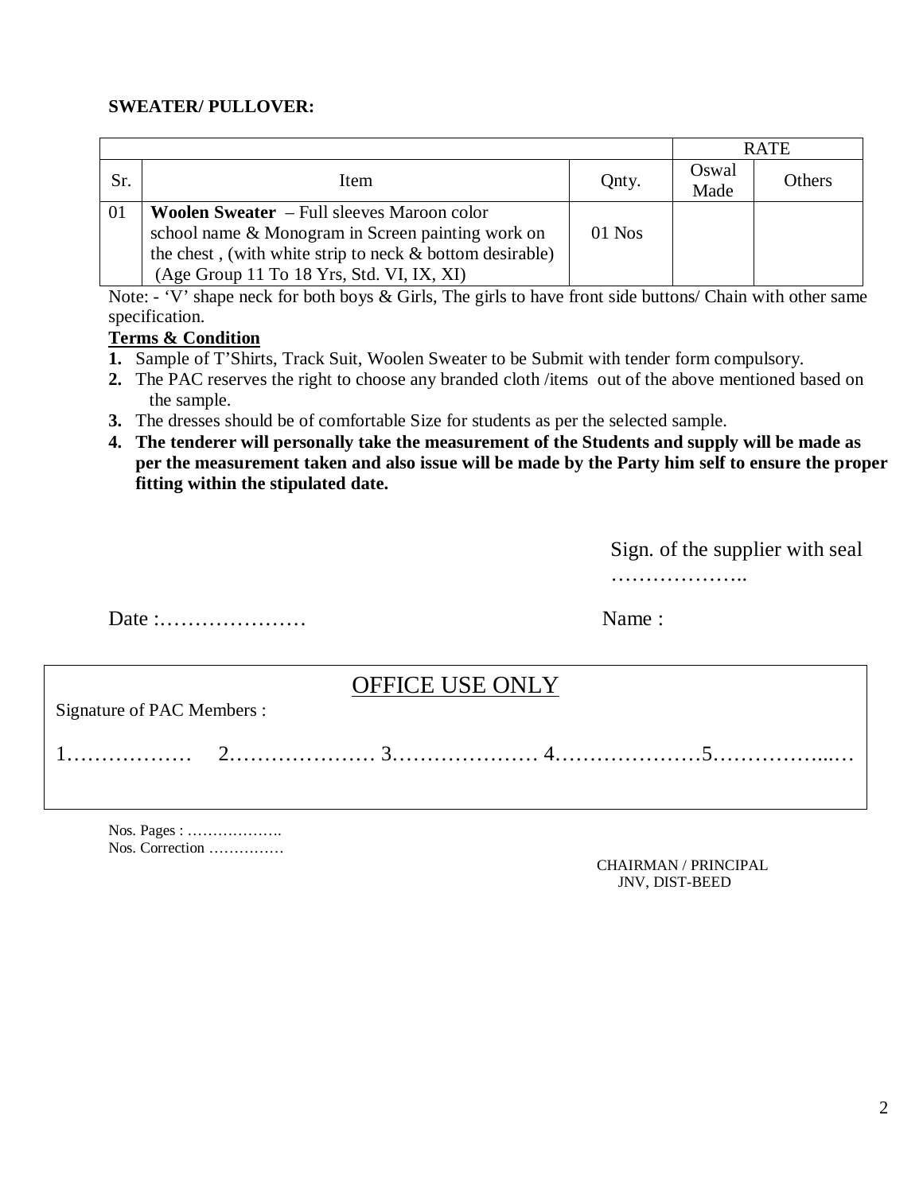**SWEATER/ PULLOVER:**

| | | | RATE | |
|---|---|---|---|---|
| Sr. | Item | Qnty. | Oswal Made | Others |
| 01 | **Woolen Sweater** – Full sleeves Maroon color school name & Monogram in Screen painting work on the chest , (with white strip to neck & bottom desirable) (Age Group 11 To 18 Yrs, Std. VI, IX, XI) | 01 Nos | | |

Note: - 'V' shape neck for both boys & Girls, The girls to have front side buttons/ Chain with other same specification.

**Terms & Condition**

1. Sample of T'Shirts, Track Suit, Woolen Sweater to be Submit with tender form compulsory.
2. The PAC reserves the right to choose any branded cloth /items out of the above mentioned based on the sample.
3. The dresses should be of comfortable Size for students as per the selected sample.
4. **The tenderer will personally take the measurement of the Students and supply will be made as per the measurement taken and also issue will be made by the Party him self to ensure the proper fitting within the stipulated date.**

Sign. of the supplier with seal

………………..

Date :…………………

Name :

OFFICE USE ONLY

Signature of PAC Members :

1……………… 2………………… 3………………… 4…………………5……………...…

Nos. Pages : ……………….

Nos. Correction ……………

CHAIRMAN / PRINCIPAL
JNV, DIST-BEED